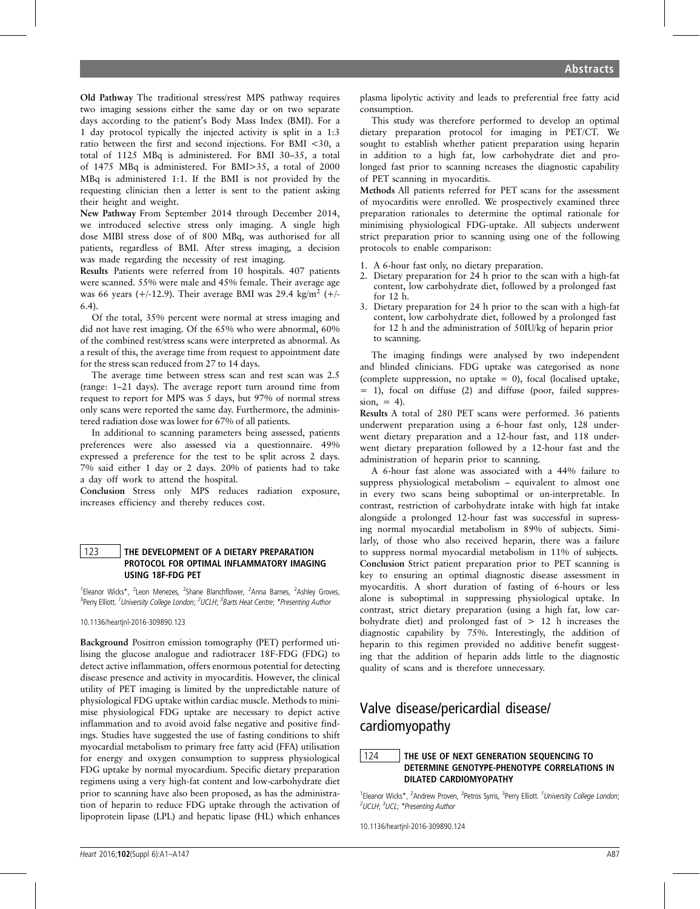**Old Pathway** The traditional stress/rest MPS pathway requires two imaging sessions either the same day or on two separate days according to the patient's Body Mass Index (BMI). For a 1 day protocol typically the injected activity is split in a 1:3 ratio between the first and second injections. For BMI <30, a total of 1125 MBq is administered. For BMI 30–35, a total of 1475 MBq is administered. For BMI>35, a total of 2000 MBq is administered 1:1. If the BMI is not provided by the requesting clinician then a letter is sent to the patient asking their height and weight.

**New Pathway** From September 2014 through December 2014, we introduced selective stress only imaging. A single high dose MIBI stress dose of of 800 MBq, was authorised for all patients, regardless of BMI. After stress imaging, a decision was made regarding the necessity of rest imaging.

**Results** Patients were referred from 10 hospitals. 407 patients were scanned. 55% were male and 45% female. Their average age was 66 years (+/-12.9). Their average BMI was 29.4 kg/m$^2$ (+/-6.4).

Of the total, 35% percent were normal at stress imaging and did not have rest imaging. Of the 65% who were abnormal, 60% of the combined rest/stress scans were interpreted as abnormal. As a result of this, the average time from request to appointment date for the stress scan reduced from 27 to 14 days.

The average time between stress scan and rest scan was 2.5 (range: 1–21 days). The average report turn around time from request to report for MPS was 5 days, but 97% of normal stress only scans were reported the same day. Furthermore, the administered radiation dose was lower for 67% of all patients.

In additional to scanning parameters being assessed, patients preferences were also assessed via a questionnaire. 49% expressed a preference for the test to be split across 2 days. 7% said either 1 day or 2 days. 20% of patients had to take a day off work to attend the hospital.

**Conclusion** Stress only MPS reduces radiation exposure, increases efficiency and thereby reduces cost.

## 123 THE DEVELOPMENT OF A DIETARY PREPARATION PROTOCOL FOR OPTIMAL INFLAMMATORY IMAGING USING 18F-FDG PET

[1]Eleanor Wicks*, [2]Leon Menezes, [2]Shane Blanchflower, [2]Anna Barnes, [2]Ashley Groves, [3]Perry Elliott. [1]*University College London;* [2]*UCLH;* [3]*Barts Heat Centre; *Presenting Author*

10.1136/heartjnl-2016-309890.123

**Background** Positron emission tomography (PET) performed utilising the glucose analogue and radiotracer 18F-FDG (FDG) to detect active inflammation, offers enormous potential for detecting disease presence and activity in myocarditis. However, the clinical utility of PET imaging is limited by the unpredictable nature of physiological FDG uptake within cardiac muscle. Methods to minimise physiological FDG uptake are necessary to depict active inflammation and to avoid avoid false negative and positive findings. Studies have suggested the use of fasting conditions to shift myocardial metabolism to primary free fatty acid (FFA) utilisation for energy and oxygen consumption to suppress physiological FDG uptake by normal myocardium. Specific dietary preparation regimens using a very high-fat content and low-carbohydrate diet prior to scanning have also been proposed, as has the administration of heparin to reduce FDG uptake through the activation of lipoprotein lipase (LPL) and hepatic lipase (HL) which enhances plasma lipolytic activity and leads to preferential free fatty acid consumption.

This study was therefore performed to develop an optimal dietary preparation protocol for imaging in PET/CT. We sought to establish whether patient preparation using heparin in addition to a high fat, low carbohydrate diet and prolonged fast prior to scanning ncreases the diagnostic capability of PET scanning in myocarditis.

**Methods** All patients referred for PET scans for the assessment of myocarditis were enrolled. We prospectively examined three preparation rationales to determine the optimal rationale for minimising physiological FDG-uptake. All subjects underwent strict preparation prior to scanning using one of the following protocols to enable comparison:

1. A 6-hour fast only, no dietary preparation.
2. Dietary preparation for 24 h prior to the scan with a high-fat content, low carbohydrate diet, followed by a prolonged fast for 12 h.
3. Dietary preparation for 24 h prior to the scan with a high-fat content, low carbohydrate diet, followed by a prolonged fast for 12 h and the administration of 50IU/kg of heparin prior to scanning.

The imaging findings were analysed by two independent and blinded clinicians. FDG uptake was categorised as none (complete suppression, no uptake = 0), focal (localised uptake, = 1), focal on diffuse (2) and diffuse (poor, failed suppression, = 4).

**Results** A total of 280 PET scans were performed. 36 patients underwent preparation using a 6-hour fast only, 128 underwent dietary preparation and a 12-hour fast, and 118 underwent dietary preparation followed by a 12-hour fast and the administration of heparin prior to scanning.

A 6-hour fast alone was associated with a 44% failure to suppress physiological metabolism – equivalent to almost one in every two scans being suboptimal or un-interpretable. In contrast, restriction of carbohydrate intake with high fat intake alongside a prolonged 12-hour fast was successful in supressing normal myocardial metabolism in 89% of subjects. Similarly, of those who also received heparin, there was a failure to suppress normal myocardial metabolism in 11% of subjects.

**Conclusion** Strict patient preparation prior to PET scanning is key to ensuring an optimal diagnostic disease assessment in myocarditis. A short duration of fasting of 6-hours or less alone is suboptimal in suppressing physiological uptake. In contrast, strict dietary preparation (using a high fat, low carbohydrate diet) and prolonged fast of > 12 h increases the diagnostic capability by 75%. Interestingly, the addition of heparin to this regimen provided no additive benefit suggesting that the addition of heparin adds little to the diagnostic quality of scans and is therefore unnecessary.

# Valve disease/pericardial disease/cardiomyopathy

## 124 THE USE OF NEXT GENERATION SEQUENCING TO DETERMINE GENOTYPE-PHENOTYPE CORRELATIONS IN DILATED CARDIOMYOPATHY

[1]Eleanor Wicks*, [2]Andrew Proven, [3]Petros Syrris, [3]Perry Elliott. [1]*University College London;* [2]*UCLH;* [3]*UCL; *Presenting Author*

10.1136/heartjnl-2016-309890.124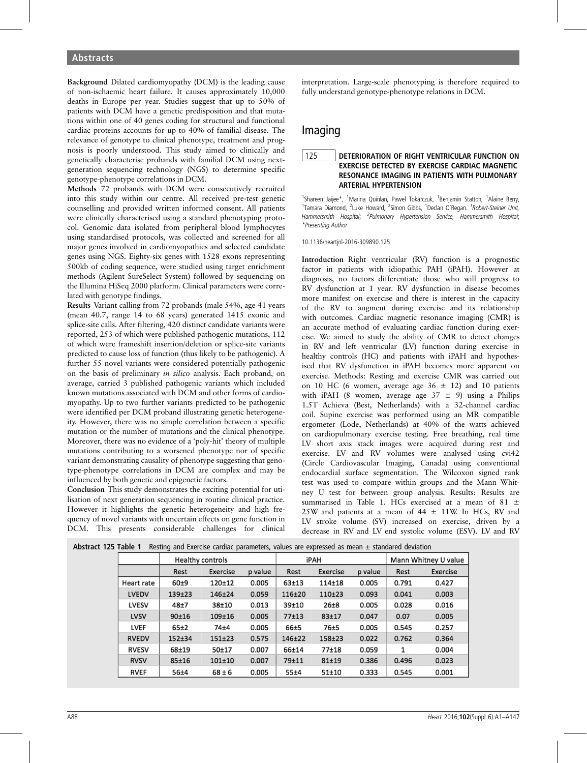**Background** Dilated cardiomyopathy (DCM) is the leading cause of non-ischaemic heart failure. It causes approximately 10,000 deaths in Europe per year. Studies suggest that up to 50% of patients with DCM have a genetic predisposition and that mutations within one of 40 genes coding for structural and functional cardiac proteins accounts for up to 40% of familial disease. The relevance of genotype to clinical phenotype, treatment and prognosis is poorly understood. This study aimed to clinically and genetically characterise probands with familial DCM using next-generation sequencing technology (NGS) to determine specific genotype-phenotype correlations in DCM.

**Methods** 72 probands with DCM were consecutively recruited into this study within our centre. All received pre-test genetic counselling and provided written informed consent. All patients were clinically characterised using a standard phenotyping protocol. Genomic data isolated from peripheral blood lymphocytes using standardised protocols, was collected and screened for all major genes involved in cardiomyopathies and selected candidate genes using NGS. Eighty-six genes with 1528 exons representing 500kb of coding sequence, were studied using target enrichment methods (Agilent SureSelect System) followed by sequencing on the Illumina HiSeq 2000 platform. Clinical parameters were correlated with genotype findings.

**Results** Variant calling from 72 probands (male 54%, age 41 years (mean 40.7, range 14 to 68 years) generated 1415 exonic and splice-site calls. After filtering, 420 distinct candidate variants were reported, 253 of which were published pathogenic mutations, 112 of which were frameshift insertion/deletion or splice-site variants predicted to cause loss of function (thus likely to be pathogenic). A further 55 novel variants were considered potentially pathogenic on the basis of preliminary *in silico* analysis. Each proband, on average, carried 3 published pathogenic variants which included known mutations associated with DCM and other forms of cardiomyopathy. Up to two further variants predicted to be pathogenic were identified per DCM proband illustrating genetic heterogeneity. However, there was no simple correlation between a specific mutation or the number of mutations and the clinical phenotype. Moreover, there was no evidence of a 'poly-hit' theory of multiple mutations contributing to a worsened phenotype nor of specific variant demonstrating causality of phenotype suggesting that genotype-phenotype correlations in DCM are complex and may be influenced by both genetic and epigenetic factors.

**Conclusion** This study demonstrates the exciting potential for utilisation of next generation sequencing in routine clinical practice. However it highlights the genetic heterogeneity and high frequency of novel variants with uncertain effects on gene function in DCM. This presents considerable challenges for clinical interpretation. Large-scale phenotyping is therefore required to fully understand genotype-phenotype relations in DCM.

# Imaging

## 125 DETERIORATION OF RIGHT VENTRICULAR FUNCTION ON EXERCISE DETECTED BY EXERCISE CARDIAC MAGNETIC RESONANCE IMAGING IN PATIENTS WITH PULMONARY ARTERIAL HYPERTENSION

[1]Shareen Jaijee*, [1]Marina Quinlan, Pawel Tokarczuk, [1]Benjamin Statton, [1]Alaine Berry, [1]Tamara Diamond, [2]Luke Howard, [2]Simon Gibbs, [1]Declan O'Regan. [1]*Robert-Steiner Unit, Hammersmith Hospital*; [2]*Pulmonary Hypertension Service, Hammersmith Hospital*; *\*Presenting Author*

10.1136/heartjnl-2016-309890.125

**Introduction** Right ventricular (RV) function is a prognostic factor in patients with idiopathic PAH (iPAH). However at diagnosis, no factors differentiate those who will progress to RV dysfunction at 1 year. RV dysfunction in disease becomes more manifest on exercise and there is interest in the capacity of the RV to augment during exercise and its relationship with outcomes. Cardiac magnetic resonance imaging (CMR) is an accurate method of evaluating cardiac function during exercise. We aimed to study the ability of CMR to detect changes in RV and left ventricular (LV) function during exercise in healthy controls (HC) and patients with iPAH and hypothesised that RV dysfunction in iPAH becomes more apparent on exercise. Methods: Resting and exercise CMR was carried out on 10 HC (6 women, average age 36 ± 12) and 10 patients with iPAH (8 women, average age 37 ± 9) using a Philips 1.5T Achieva (Best, Netherlands) with a 32-channel cardiac coil. Supine exercise was performed using an MR compatible ergometer (Lode, Netherlands) at 40% of the watts achieved on cardiopulmonary exercise testing. Free breathing, real time LV short axis stack images were acquired during rest and exercise. LV and RV volumes were analysed using cvi42 (Circle Cardiovascular Imaging, Canada) using conventional endocardial surface segmentation. The Wilcoxon signed rank test was used to compare within groups and the Mann Whitney U test for between group analysis. Results: Results are summarised in Table 1. HCs exercised at a mean of 81 ± 25W and patients at a mean of 44 ± 11W. In HCs, RV and LV stroke volume (SV) increased on exercise, driven by a decrease in RV and LV end systolic volume (ESV). LV and RV

**Abstract 125 Table 1** Resting and Exercise cardiac parameters, values are expressed as mean ± standared deviation

| | Healthy controls | | | iPAH | | | Mann Whitney U value | |
|---|---|---|---|---|---|---|---|---|
| | Rest | Exercise | p value | Rest | Exercise | p value | Rest | Exercise |
| Heart rate | 60±9 | 120±12 | 0.005 | 63±13 | 114±18 | 0.005 | 0.791 | 0.427 |
| LVEDV | 139±23 | 146±24 | 0.059 | 116±20 | 110±23 | 0.093 | 0.041 | 0.003 |
| LVESV | 48±7 | 38±10 | 0.013 | 39±10 | 26±8 | 0.005 | 0.028 | 0.016 |
| LVSV | 90±16 | 109±16 | 0.005 | 77±13 | 83±17 | 0.047 | 0.07 | 0.005 |
| LVEF | 65±2 | 74±4 | 0.005 | 66±5 | 76±5 | 0.005 | 0.545 | 0.257 |
| RVEDV | 152±34 | 151±23 | 0.575 | 146±22 | 158±23 | 0.022 | 0.762 | 0.364 |
| RVESV | 68±19 | 50±17 | 0.007 | 66±14 | 77±18 | 0.059 | 1 | 0.004 |
| RVSV | 85±16 | 101±10 | 0.007 | 79±11 | 81±19 | 0.386 | 0.496 | 0.023 |
| RVEF | 56±4 | 68 ± 6 | 0.005 | 55±4 | 51±10 | 0.333 | 0.545 | 0.001 |